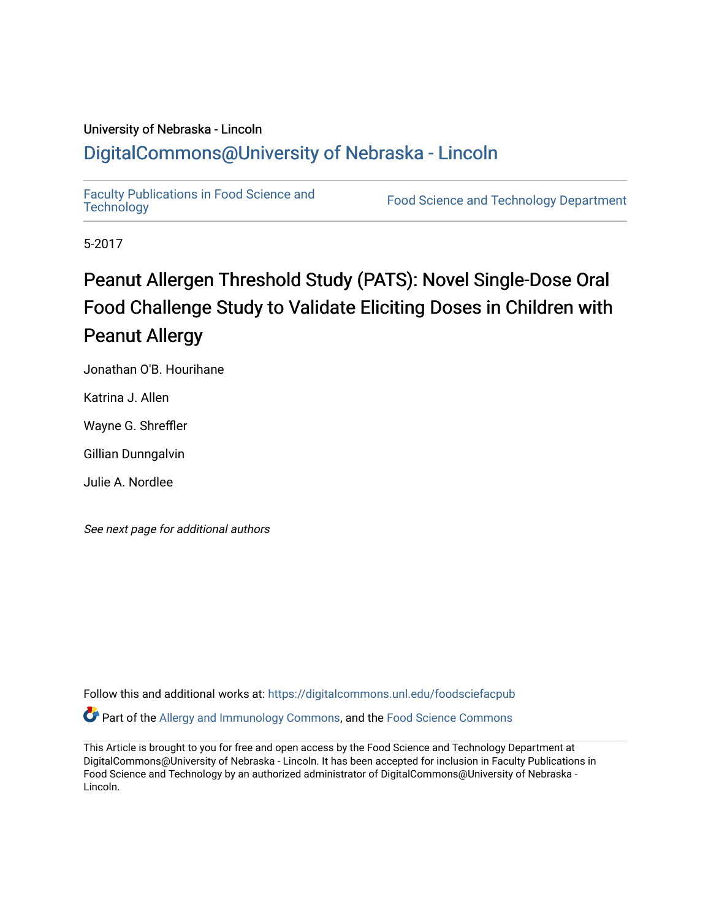University of Nebraska - Lincoln

## DigitalCommons@University of Nebraska - Lincoln

Faculty Publications in Food Science and Technology

Food Science and Technology Department

5-2017

# Peanut Allergen Threshold Study (PATS): Novel Single-Dose Oral Food Challenge Study to Validate Eliciting Doses in Children with Peanut Allergy

Jonathan O'B. Hourihane

Katrina J. Allen

Wayne G. Shreffler

Gillian Dunngalvin

Julie A. Nordlee

*See next page for additional authors*

Follow this and additional works at: https://digitalcommons.unl.edu/foodsciefacpub

Part of the Allergy and Immunology Commons, and the Food Science Commons

This Article is brought to you for free and open access by the Food Science and Technology Department at DigitalCommons@University of Nebraska - Lincoln. It has been accepted for inclusion in Faculty Publications in Food Science and Technology by an authorized administrator of DigitalCommons@University of Nebraska - Lincoln.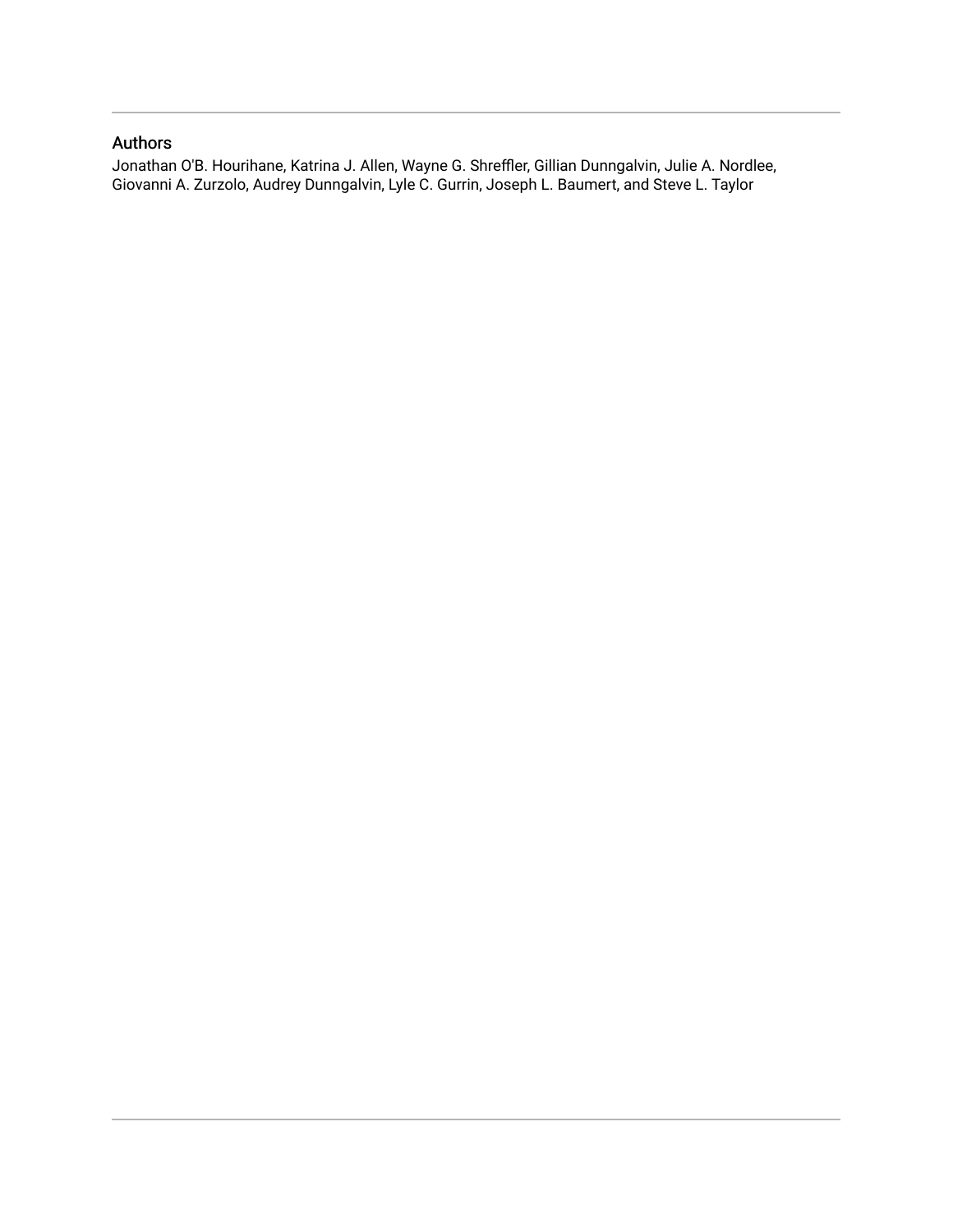## Authors

Jonathan O'B. Hourihane, Katrina J. Allen, Wayne G. Shreffler, Gillian Dunngalvin, Julie A. Nordlee, Giovanni A. Zurzolo, Audrey Dunngalvin, Lyle C. Gurrin, Joseph L. Baumert, and Steve L. Taylor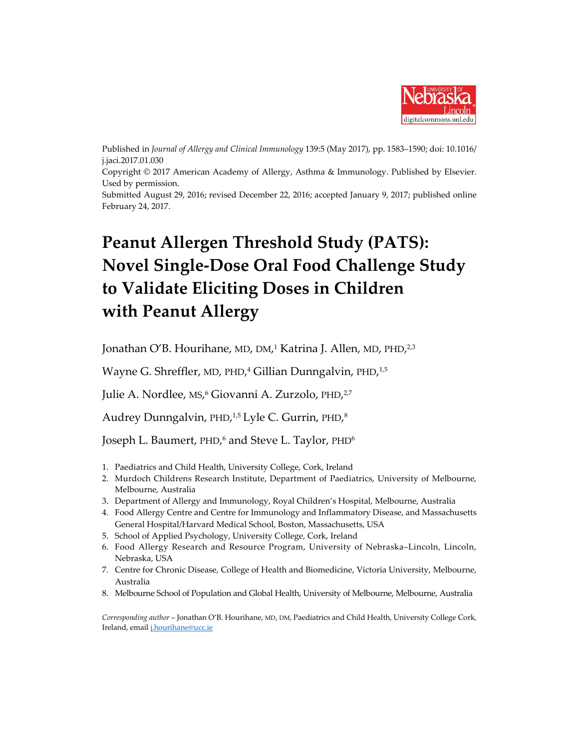Published in *Journal of Allergy and Clinical Immunology* 139:5 (May 2017), pp. 1583–1590; doi: 10.1016/j.jaci.2017.01.030

Copyright © 2017 American Academy of Allergy, Asthma & Immunology. Published by Elsevier. Used by permission.

Submitted August 29, 2016; revised December 22, 2016; accepted January 9, 2017; published online February 24, 2017.

# Peanut Allergen Threshold Study (PATS): Novel Single-Dose Oral Food Challenge Study to Validate Eliciting Doses in Children with Peanut Allergy

Jonathan O'B. Hourihane, MD, DM,[1] Katrina J. Allen, MD, PHD,[2,3]

Wayne G. Shreffler, MD, PHD,[4] Gillian Dunngalvin, PHD,[1,5]

Julie A. Nordlee, MS,[6] Giovanni A. Zurzolo, PHD,[2,7]

Audrey Dunngalvin, PHD,[1,5] Lyle C. Gurrin, PHD,[8]

Joseph L. Baumert, PHD,[6] and Steve L. Taylor, PHD[6]

1. Paediatrics and Child Health, University College, Cork, Ireland
2. Murdoch Childrens Research Institute, Department of Paediatrics, University of Melbourne, Melbourne, Australia
3. Department of Allergy and Immunology, Royal Children's Hospital, Melbourne, Australia
4. Food Allergy Centre and Centre for Immunology and Inflammatory Disease, and Massachusetts General Hospital/Harvard Medical School, Boston, Massachusetts, USA
5. School of Applied Psychology, University College, Cork, Ireland
6. Food Allergy Research and Resource Program, University of Nebraska–Lincoln, Lincoln, Nebraska, USA
7. Centre for Chronic Disease, College of Health and Biomedicine, Victoria University, Melbourne, Australia
8. Melbourne School of Population and Global Health, University of Melbourne, Melbourne, Australia

*Corresponding author* – Jonathan O'B. Hourihane, MD, DM, Paediatrics and Child Health, University College Cork, Ireland, email j.hourihane@ucc.ie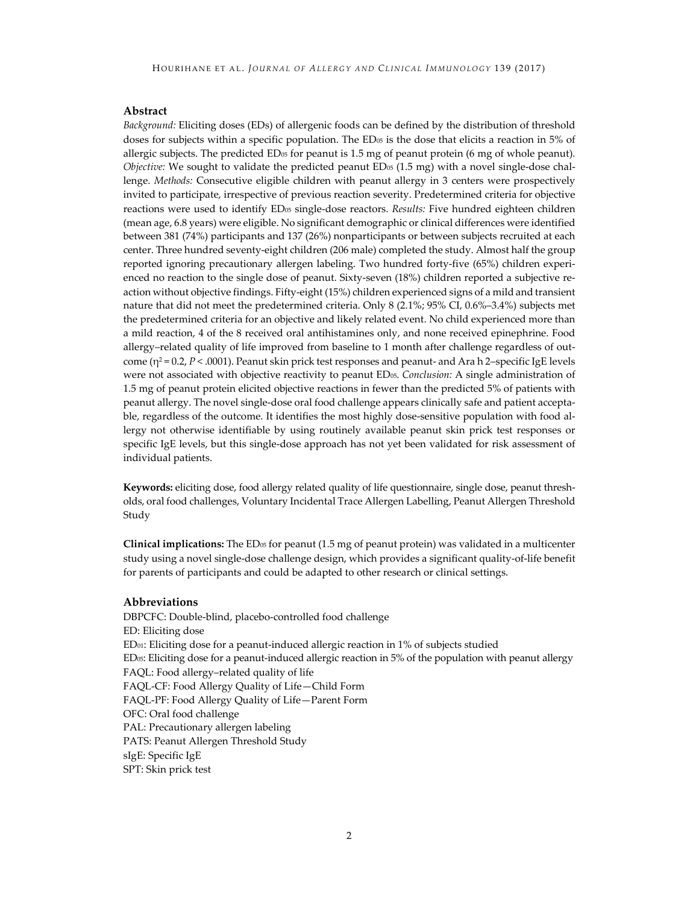## Abstract

*Background:* Eliciting doses (EDs) of allergenic foods can be defined by the distribution of threshold doses for subjects within a specific population. The $ED_{05}$ is the dose that elicits a reaction in 5% of allergic subjects. The predicted $ED_{05}$ for peanut is 1.5 mg of peanut protein (6 mg of whole peanut). *Objective:* We sought to validate the predicted peanut $ED_{05}$ (1.5 mg) with a novel single-dose challenge. *Methods:* Consecutive eligible children with peanut allergy in 3 centers were prospectively invited to participate, irrespective of previous reaction severity. Predetermined criteria for objective reactions were used to identify $ED_{05}$ single-dose reactors. *Results:* Five hundred eighteen children (mean age, 6.8 years) were eligible. No significant demographic or clinical differences were identified between 381 (74%) participants and 137 (26%) nonparticipants or between subjects recruited at each center. Three hundred seventy-eight children (206 male) completed the study. Almost half the group reported ignoring precautionary allergen labeling. Two hundred forty-five (65%) children experienced no reaction to the single dose of peanut. Sixty-seven (18%) children reported a subjective reaction without objective findings. Fifty-eight (15%) children experienced signs of a mild and transient nature that did not meet the predetermined criteria. Only 8 (2.1%; 95% CI, 0.6%–3.4%) subjects met the predetermined criteria for an objective and likely related event. No child experienced more than a mild reaction, 4 of the 8 received oral antihistamines only, and none received epinephrine. Food allergy–related quality of life improved from baseline to 1 month after challenge regardless of outcome ($\eta^2 = 0.2$, $P < .0001$). Peanut skin prick test responses and peanut- and Ara h 2–specific IgE levels were not associated with objective reactivity to peanut $ED_{05}$. *Conclusion:* A single administration of 1.5 mg of peanut protein elicited objective reactions in fewer than the predicted 5% of patients with peanut allergy. The novel single-dose oral food challenge appears clinically safe and patient acceptable, regardless of the outcome. It identifies the most highly dose-sensitive population with food allergy not otherwise identifiable by using routinely available peanut skin prick test responses or specific IgE levels, but this single-dose approach has not yet been validated for risk assessment of individual patients.

**Keywords:** eliciting dose, food allergy related quality of life questionnaire, single dose, peanut thresholds, oral food challenges, Voluntary Incidental Trace Allergen Labelling, Peanut Allergen Threshold Study

**Clinical implications:** The $ED_{05}$ for peanut (1.5 mg of peanut protein) was validated in a multicenter study using a novel single-dose challenge design, which provides a significant quality-of-life benefit for parents of participants and could be adapted to other research or clinical settings.

## Abbreviations

DBPCFC: Double-blind, placebo-controlled food challenge
ED: Eliciting dose
$ED_{01}$: Eliciting dose for a peanut-induced allergic reaction in 1% of subjects studied
$ED_{05}$: Eliciting dose for a peanut-induced allergic reaction in 5% of the population with peanut allergy
FAQL: Food allergy–related quality of life
FAQL-CF: Food Allergy Quality of Life—Child Form
FAQL-PF: Food Allergy Quality of Life—Parent Form
OFC: Oral food challenge
PAL: Precautionary allergen labeling
PATS: Peanut Allergen Threshold Study
sIgE: Specific IgE
SPT: Skin prick test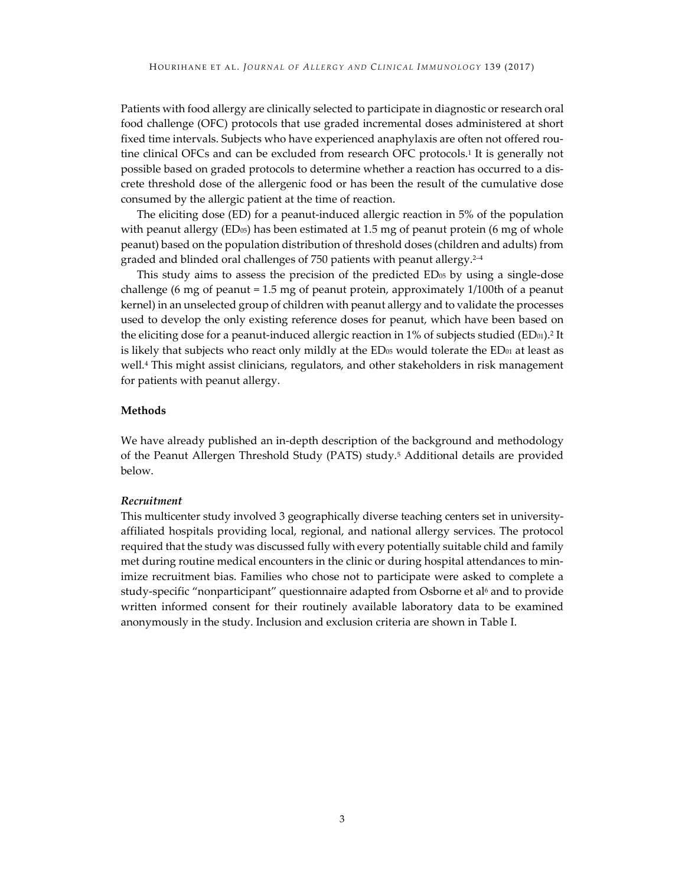Patients with food allergy are clinically selected to participate in diagnostic or research oral food challenge (OFC) protocols that use graded incremental doses administered at short fixed time intervals. Subjects who have experienced anaphylaxis are often not offered routine clinical OFCs and can be excluded from research OFC protocols.[1] It is generally not possible based on graded protocols to determine whether a reaction has occurred to a discrete threshold dose of the allergenic food or has been the result of the cumulative dose consumed by the allergic patient at the time of reaction.

The eliciting dose (ED) for a peanut-induced allergic reaction in 5% of the population with peanut allergy ($ED_{05}$) has been estimated at 1.5 mg of peanut protein (6 mg of whole peanut) based on the population distribution of threshold doses (children and adults) from graded and blinded oral challenges of 750 patients with peanut allergy.[2–4]

This study aims to assess the precision of the predicted $ED_{05}$ by using a single-dose challenge (6 mg of peanut = 1.5 mg of peanut protein, approximately 1/100th of a peanut kernel) in an unselected group of children with peanut allergy and to validate the processes used to develop the only existing reference doses for peanut, which have been based on the eliciting dose for a peanut-induced allergic reaction in 1% of subjects studied ($ED_{01}$).[2] It is likely that subjects who react only mildly at the $ED_{05}$ would tolerate the $ED_{01}$ at least as well.[4] This might assist clinicians, regulators, and other stakeholders in risk management for patients with peanut allergy.

## Methods

We have already published an in-depth description of the background and methodology of the Peanut Allergen Threshold Study (PATS) study.[5] Additional details are provided below.

### *Recruitment*

This multicenter study involved 3 geographically diverse teaching centers set in university-affiliated hospitals providing local, regional, and national allergy services. The protocol required that the study was discussed fully with every potentially suitable child and family met during routine medical encounters in the clinic or during hospital attendances to minimize recruitment bias. Families who chose not to participate were asked to complete a study-specific "nonparticipant" questionnaire adapted from Osborne et al[6] and to provide written informed consent for their routinely available laboratory data to be examined anonymously in the study. Inclusion and exclusion criteria are shown in Table I.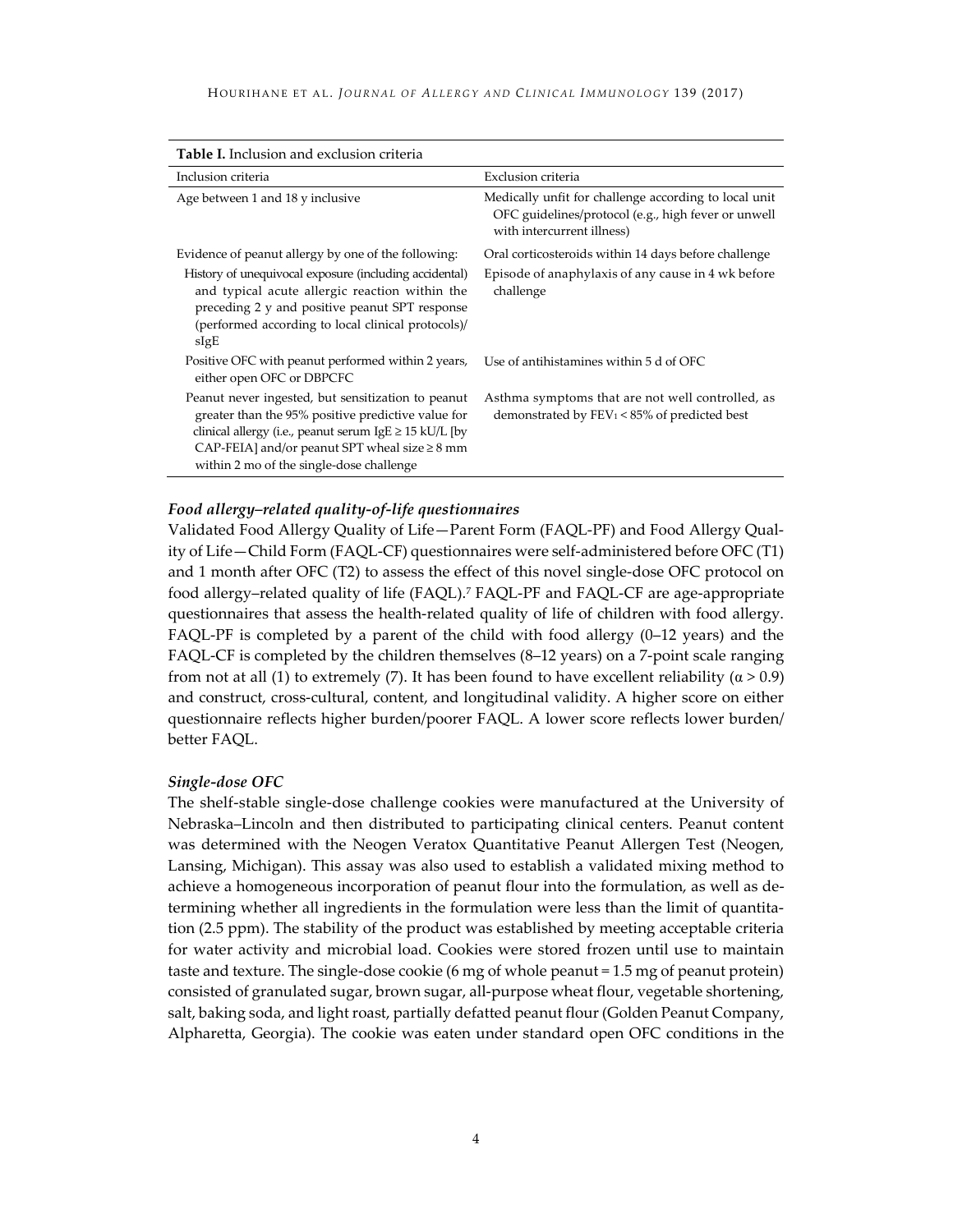**Table I.** Inclusion and exclusion criteria

| Inclusion criteria | Exclusion criteria |
| --- | --- |
| Age between 1 and 18 y inclusive | Medically unfit for challenge according to local unit OFC guidelines/protocol (e.g., high fever or unwell with intercurrent illness) |
| Evidence of peanut allergy by one of the following: | Oral corticosteroids within 14 days before challenge |
| History of unequivocal exposure (including accidental) and typical acute allergic reaction within the preceding 2 y and positive peanut SPT response (performed according to local clinical protocols)/ sIgE | Episode of anaphylaxis of any cause in 4 wk before challenge |
| Positive OFC with peanut performed within 2 years, either open OFC or DBPCFC | Use of antihistamines within 5 d of OFC |
| Peanut never ingested, but sensitization to peanut greater than the 95% positive predictive value for clinical allergy (i.e., peanut serum IgE ≥ 15 kU/L [by CAP-FEIA] and/or peanut SPT wheal size ≥ 8 mm within 2 mo of the single-dose challenge | Asthma symptoms that are not well controlled, as demonstrated by $FEV_1$ < 85% of predicted best |

### *Food allergy–related quality-of-life questionnaires*

Validated Food Allergy Quality of Life—Parent Form (FAQL-PF) and Food Allergy Quality of Life—Child Form (FAQL-CF) questionnaires were self-administered before OFC (T1) and 1 month after OFC (T2) to assess the effect of this novel single-dose OFC protocol on food allergy–related quality of life (FAQL).[7] FAQL-PF and FAQL-CF are age-appropriate questionnaires that assess the health-related quality of life of children with food allergy. FAQL-PF is completed by a parent of the child with food allergy (0–12 years) and the FAQL-CF is completed by the children themselves (8–12 years) on a 7-point scale ranging from not at all (1) to extremely (7). It has been found to have excellent reliability ($\alpha > 0.9$) and construct, cross-cultural, content, and longitudinal validity. A higher score on either questionnaire reflects higher burden/poorer FAQL. A lower score reflects lower burden/ better FAQL.

### *Single-dose OFC*

The shelf-stable single-dose challenge cookies were manufactured at the University of Nebraska–Lincoln and then distributed to participating clinical centers. Peanut content was determined with the Neogen Veratox Quantitative Peanut Allergen Test (Neogen, Lansing, Michigan). This assay was also used to establish a validated mixing method to achieve a homogeneous incorporation of peanut flour into the formulation, as well as determining whether all ingredients in the formulation were less than the limit of quantitation (2.5 ppm). The stability of the product was established by meeting acceptable criteria for water activity and microbial load. Cookies were stored frozen until use to maintain taste and texture. The single-dose cookie (6 mg of whole peanut = 1.5 mg of peanut protein) consisted of granulated sugar, brown sugar, all-purpose wheat flour, vegetable shortening, salt, baking soda, and light roast, partially defatted peanut flour (Golden Peanut Company, Alpharetta, Georgia). The cookie was eaten under standard open OFC conditions in the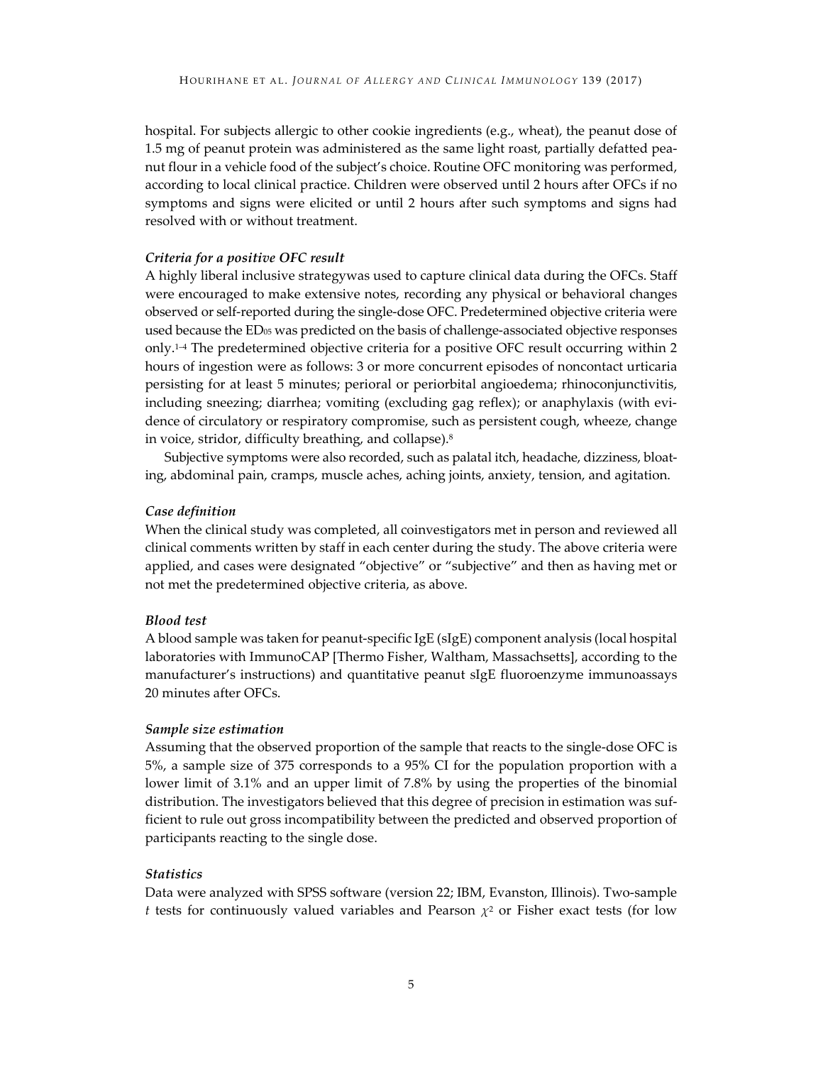hospital. For subjects allergic to other cookie ingredients (e.g., wheat), the peanut dose of 1.5 mg of peanut protein was administered as the same light roast, partially defatted peanut flour in a vehicle food of the subject's choice. Routine OFC monitoring was performed, according to local clinical practice. Children were observed until 2 hours after OFCs if no symptoms and signs were elicited or until 2 hours after such symptoms and signs had resolved with or without treatment.

### *Criteria for a positive OFC result*

A highly liberal inclusive strategywas used to capture clinical data during the OFCs. Staff were encouraged to make extensive notes, recording any physical or behavioral changes observed or self-reported during the single-dose OFC. Predetermined objective criteria were used because the $ED_{05}$ was predicted on the basis of challenge-associated objective responses only.[1–4] The predetermined objective criteria for a positive OFC result occurring within 2 hours of ingestion were as follows: 3 or more concurrent episodes of noncontact urticaria persisting for at least 5 minutes; perioral or periorbital angioedema; rhinoconjunctivitis, including sneezing; diarrhea; vomiting (excluding gag reflex); or anaphylaxis (with evidence of circulatory or respiratory compromise, such as persistent cough, wheeze, change in voice, stridor, difficulty breathing, and collapse).[8]

Subjective symptoms were also recorded, such as palatal itch, headache, dizziness, bloating, abdominal pain, cramps, muscle aches, aching joints, anxiety, tension, and agitation.

### *Case definition*

When the clinical study was completed, all coinvestigators met in person and reviewed all clinical comments written by staff in each center during the study. The above criteria were applied, and cases were designated "objective" or "subjective" and then as having met or not met the predetermined objective criteria, as above.

### *Blood test*

A blood sample was taken for peanut-specific IgE (sIgE) component analysis (local hospital laboratories with ImmunoCAP [Thermo Fisher, Waltham, Massachsetts], according to the manufacturer's instructions) and quantitative peanut sIgE fluoroenzyme immunoassays 20 minutes after OFCs.

### *Sample size estimation*

Assuming that the observed proportion of the sample that reacts to the single-dose OFC is 5%, a sample size of 375 corresponds to a 95% CI for the population proportion with a lower limit of 3.1% and an upper limit of 7.8% by using the properties of the binomial distribution. The investigators believed that this degree of precision in estimation was sufficient to rule out gross incompatibility between the predicted and observed proportion of participants reacting to the single dose.

### *Statistics*

Data were analyzed with SPSS software (version 22; IBM, Evanston, Illinois). Two-sample $t$ tests for continuously valued variables and Pearson $\chi^2$ or Fisher exact tests (for low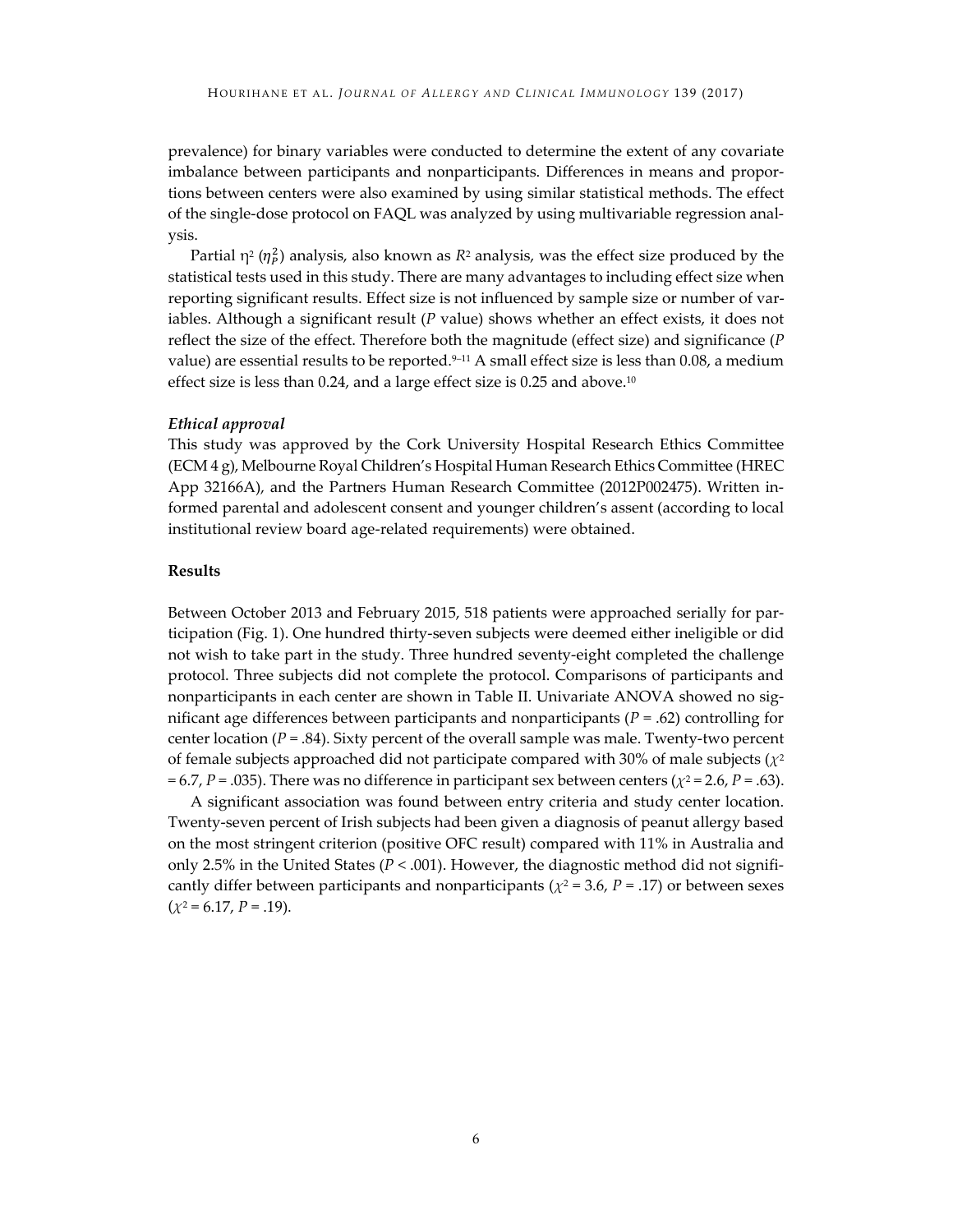prevalence) for binary variables were conducted to determine the extent of any covariate imbalance between participants and nonparticipants. Differences in means and proportions between centers were also examined by using similar statistical methods. The effect of the single-dose protocol on FAQL was analyzed by using multivariable regression analysis.

Partial η[2] ($\eta_P^2$) analysis, also known as $R^2$ analysis, was the effect size produced by the statistical tests used in this study. There are many advantages to including effect size when reporting significant results. Effect size is not influenced by sample size or number of variables. Although a significant result (*P* value) shows whether an effect exists, it does not reflect the size of the effect. Therefore both the magnitude (effect size) and significance (*P* value) are essential results to be reported.[9–11] A small effect size is less than 0.08, a medium effect size is less than 0.24, and a large effect size is 0.25 and above.[10]

### *Ethical approval*

This study was approved by the Cork University Hospital Research Ethics Committee (ECM 4 g), Melbourne Royal Children's Hospital Human Research Ethics Committee (HREC App 32166A), and the Partners Human Research Committee (2012P002475). Written informed parental and adolescent consent and younger children's assent (according to local institutional review board age-related requirements) were obtained.

## Results

Between October 2013 and February 2015, 518 patients were approached serially for participation (Fig. 1). One hundred thirty-seven subjects were deemed either ineligible or did not wish to take part in the study. Three hundred seventy-eight completed the challenge protocol. Three subjects did not complete the protocol. Comparisons of participants and nonparticipants in each center are shown in Table II. Univariate ANOVA showed no significant age differences between participants and nonparticipants ($P = .62$) controlling for center location ($P = .84$). Sixty percent of the overall sample was male. Twenty-two percent of female subjects approached did not participate compared with 30% of male subjects ($\chi^2 = 6.7$, $P = .035$). There was no difference in participant sex between centers ($\chi^2 = 2.6$, $P = .63$).

A significant association was found between entry criteria and study center location. Twenty-seven percent of Irish subjects had been given a diagnosis of peanut allergy based on the most stringent criterion (positive OFC result) compared with 11% in Australia and only 2.5% in the United States ($P < .001$). However, the diagnostic method did not significantly differ between participants and nonparticipants ($\chi^2 = 3.6$, $P = .17$) or between sexes ($\chi^2 = 6.17$, $P = .19$).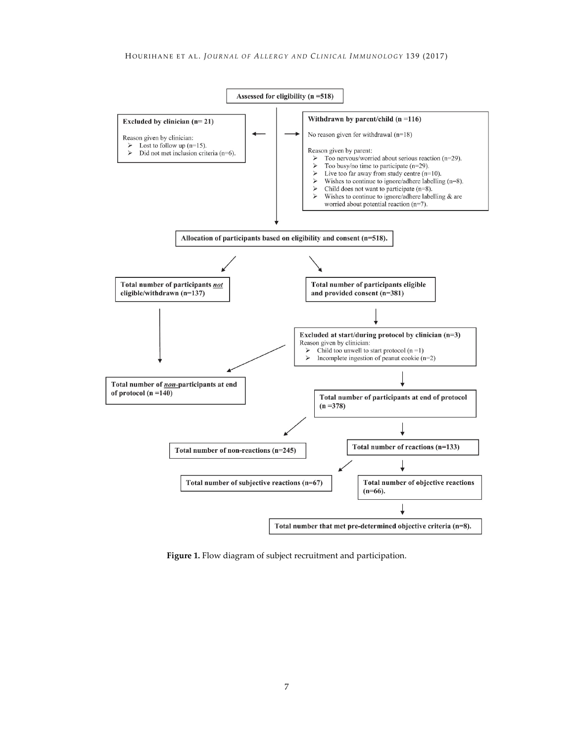Assessed for eligibility (n =518)

**Excluded by clinician (n= 21)**

Reason given by clinician:

- Lost to follow up (n=15).
- Did not met inclusion criteria (n=6).

**Withdrawn by parent/child (n =116)**

No reason given for withdrawal (n=18)

Reason given by parent:

- Too nervous/worried about serious reaction (n=29).
- Too busy/no time to participate (n=29).
- Live too far away from study centre (n=10).
- Wishes to continue to ignore/adhere labelling (n=8).
- Child does not want to participate (n=8).
- Wishes to continue to ignore/adhere labelling & are worried about potential reaction (n=7).

**Allocation of participants based on eligibility and consent (n=518).**

**Total number of participants *not* eligible/withdrawn (n=137)**

**Total number of participants eligible and provided consent (n=381)**

**Excluded at start/during protocol by clinician (n=3)**

Reason given by clinician:

- Child too unwell to start protocol (n =1)
- Incomplete ingestion of peanut cookie (n=2)

**Total number of *non*-participants at end of protocol (n =140)**

**Total number of participants at end of protocol (n =378)**

**Total number of non-reactions (n=245)**

**Total number of reactions (n=133)**

**Total number of subjective reactions (n=67)**

**Total number of objective reactions (n=66).**

**Total number that met pre-determined objective criteria (n=8).**

**Figure 1.** Flow diagram of subject recruitment and participation.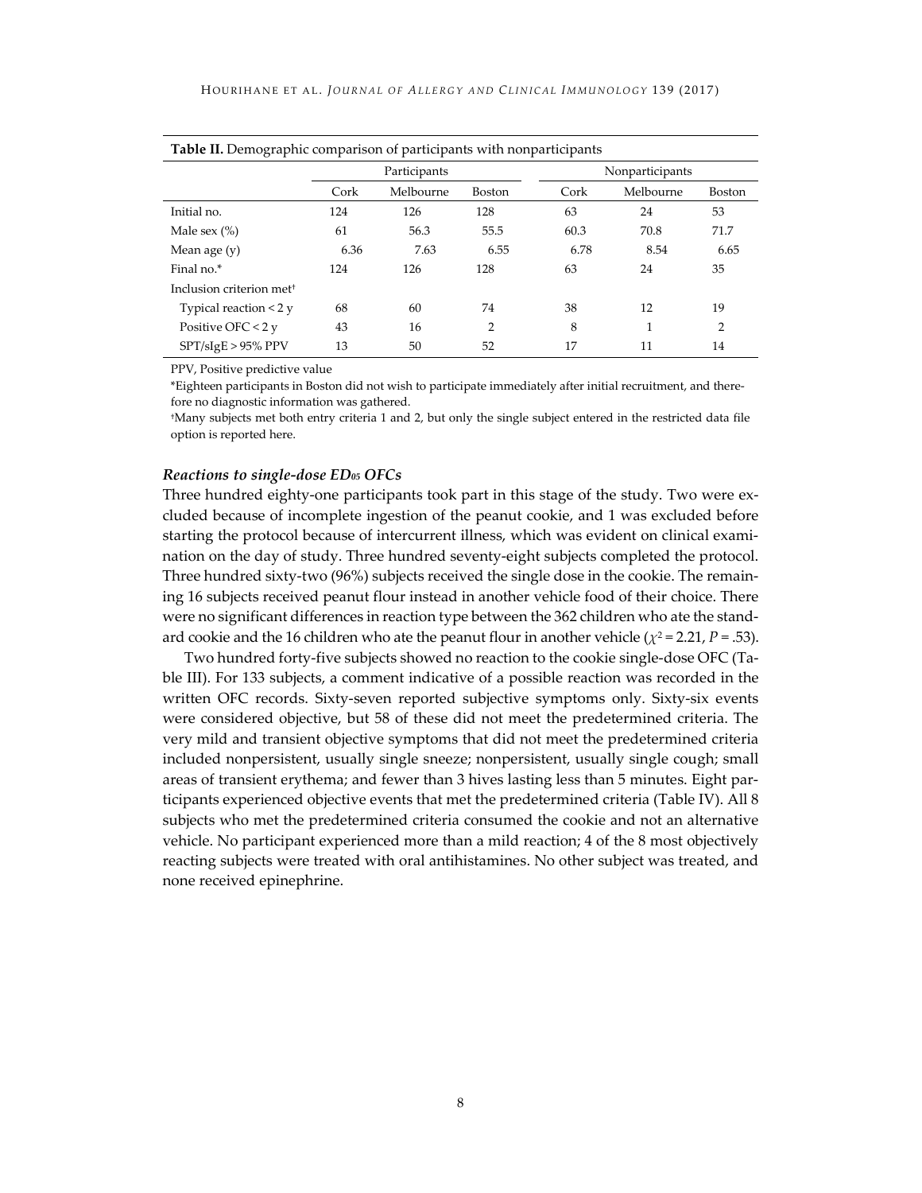**Table II.** Demographic comparison of participants with nonparticipants

| | Participants | | | Nonparticipants | | |
|---|---|---|---|---|---|---|
| | Cork | Melbourne | Boston | Cork | Melbourne | Boston |
| Initial no. | 124 | 126 | 128 | 63 | 24 | 53 |
| Male sex (%) | 61 | 56.3 | 55.5 | 60.3 | 70.8 | 71.7 |
| Mean age (y) | 6.36 | 7.63 | 6.55 | 6.78 | 8.54 | 6.65 |
| Final no.* | 124 | 126 | 128 | 63 | 24 | 35 |
| Inclusion criterion met† | | | | | | |
| Typical reaction < 2 y | 68 | 60 | 74 | 38 | 12 | 19 |
| Positive OFC < 2 y | 43 | 16 | 2 | 8 | 1 | 2 |
| SPT/sIgE > 95% PPV | 13 | 50 | 52 | 17 | 11 | 14 |

PPV, Positive predictive value

*Eighteen participants in Boston did not wish to participate immediately after initial recruitment, and therefore no diagnostic information was gathered.

†Many subjects met both entry criteria 1 and 2, but only the single subject entered in the restricted data file option is reported here.

### *Reactions to single-dose $ED_{05}$ OFCs*

Three hundred eighty-one participants took part in this stage of the study. Two were excluded because of incomplete ingestion of the peanut cookie, and 1 was excluded before starting the protocol because of intercurrent illness, which was evident on clinical examination on the day of study. Three hundred seventy-eight subjects completed the protocol. Three hundred sixty-two (96%) subjects received the single dose in the cookie. The remaining 16 subjects received peanut flour instead in another vehicle food of their choice. There were no significant differences in reaction type between the 362 children who ate the standard cookie and the 16 children who ate the peanut flour in another vehicle ($\chi^2 = 2.21$, $P = .53$).

Two hundred forty-five subjects showed no reaction to the cookie single-dose OFC (Table III). For 133 subjects, a comment indicative of a possible reaction was recorded in the written OFC records. Sixty-seven reported subjective symptoms only. Sixty-six events were considered objective, but 58 of these did not meet the predetermined criteria. The very mild and transient objective symptoms that did not meet the predetermined criteria included nonpersistent, usually single sneeze; nonpersistent, usually single cough; small areas of transient erythema; and fewer than 3 hives lasting less than 5 minutes. Eight participants experienced objective events that met the predetermined criteria (Table IV). All 8 subjects who met the predetermined criteria consumed the cookie and not an alternative vehicle. No participant experienced more than a mild reaction; 4 of the 8 most objectively reacting subjects were treated with oral antihistamines. No other subject was treated, and none received epinephrine.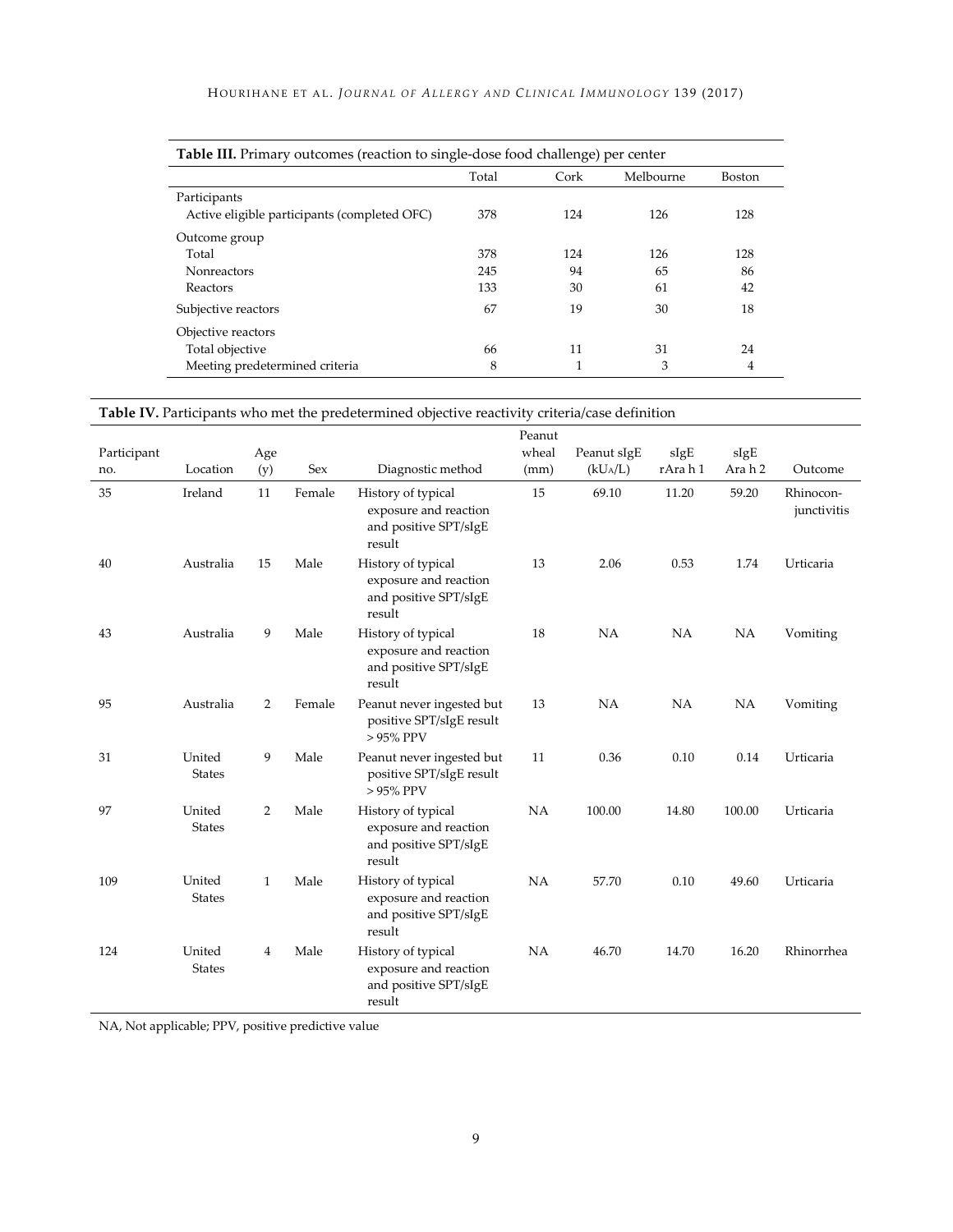**Table III.** Primary outcomes (reaction to single-dose food challenge) per center

| | Total | Cork | Melbourne | Boston |
|---|---|---|---|---|
| Participants | | | | |
| Active eligible participants (completed OFC) | 378 | 124 | 126 | 128 |
| Outcome group | | | | |
| Total | 378 | 124 | 126 | 128 |
| Nonreactors | 245 | 94 | 65 | 86 |
| Reactors | 133 | 30 | 61 | 42 |
| Subjective reactors | 67 | 19 | 30 | 18 |
| Objective reactors | | | | |
| Total objective | 66 | 11 | 31 | 24 |
| Meeting predetermined criteria | 8 | 1 | 3 | 4 |

**Table IV.** Participants who met the predetermined objective reactivity criteria/case definition

| Participant no. | Location | Age (y) | Sex | Diagnostic method | Peanut wheal (mm) | Peanut sIgE ($kU_A/L$) | sIgE rAra h 1 | sIgE Ara h 2 | Outcome |
|---|---|---|---|---|---|---|---|---|---|
| 35 | Ireland | 11 | Female | History of typical exposure and reaction and positive SPT/sIgE result | 15 | 69.10 | 11.20 | 59.20 | Rhinoconjunctivitis |
| 40 | Australia | 15 | Male | History of typical exposure and reaction and positive SPT/sIgE result | 13 | 2.06 | 0.53 | 1.74 | Urticaria |
| 43 | Australia | 9 | Male | History of typical exposure and reaction and positive SPT/sIgE result | 18 | NA | NA | NA | Vomiting |
| 95 | Australia | 2 | Female | Peanut never ingested but positive SPT/sIgE result > 95% PPV | 13 | NA | NA | NA | Vomiting |
| 31 | United States | 9 | Male | Peanut never ingested but positive SPT/sIgE result > 95% PPV | 11 | 0.36 | 0.10 | 0.14 | Urticaria |
| 97 | United States | 2 | Male | History of typical exposure and reaction and positive SPT/sIgE result | NA | 100.00 | 14.80 | 100.00 | Urticaria |
| 109 | United States | 1 | Male | History of typical exposure and reaction and positive SPT/sIgE result | NA | 57.70 | 0.10 | 49.60 | Urticaria |
| 124 | United States | 4 | Male | History of typical exposure and reaction and positive SPT/sIgE result | NA | 46.70 | 14.70 | 16.20 | Rhinorrhea |

NA, Not applicable; PPV, positive predictive value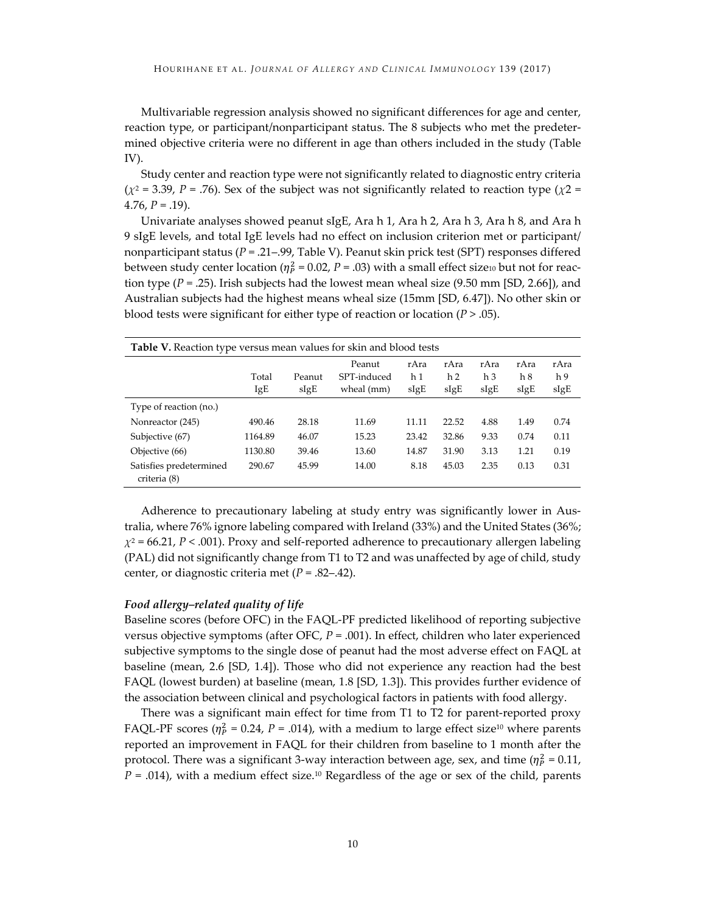Multivariable regression analysis showed no significant differences for age and center, reaction type, or participant/nonparticipant status. The 8 subjects who met the predetermined objective criteria were no different in age than others included in the study (Table IV).

Study center and reaction type were not significantly related to diagnostic entry criteria ($\chi^2$ = 3.39, *P* = .76). Sex of the subject was not significantly related to reaction type ($\chi2$ = 4.76, *P* = .19).

Univariate analyses showed peanut sIgE, Ara h 1, Ara h 2, Ara h 3, Ara h 8, and Ara h 9 sIgE levels, and total IgE levels had no effect on inclusion criterion met or participant/nonparticipant status (*P* = .21–.99, Table V). Peanut skin prick test (SPT) responses differed between study center location ($\eta_P^2$ = 0.02, *P* = .03) with a small effect size[10] but not for reaction type (*P* = .25). Irish subjects had the lowest mean wheal size (9.50 mm [SD, 2.66]), and Australian subjects had the highest means wheal size (15mm [SD, 6.47]). No other skin or blood tests were significant for either type of reaction or location (*P* > .05).

**Table V.** Reaction type versus mean values for skin and blood tests

| | Total IgE | Peanut sIgE | Peanut SPT-induced wheal (mm) | rAra h 1 sIgE | rAra h 2 sIgE | rAra h 3 sIgE | rAra h 8 sIgE | rAra h 9 sIgE |
|---|---|---|---|---|---|---|---|---|
| Type of reaction (no.) | | | | | | | | |
| Nonreactor (245) | 490.46 | 28.18 | 11.69 | 11.11 | 22.52 | 4.88 | 1.49 | 0.74 |
| Subjective (67) | 1164.89 | 46.07 | 15.23 | 23.42 | 32.86 | 9.33 | 0.74 | 0.11 |
| Objective (66) | 1130.80 | 39.46 | 13.60 | 14.87 | 31.90 | 3.13 | 1.21 | 0.19 |
| Satisfies predetermined criteria (8) | 290.67 | 45.99 | 14.00 | 8.18 | 45.03 | 2.35 | 0.13 | 0.31 |

Adherence to precautionary labeling at study entry was significantly lower in Australia, where 76% ignore labeling compared with Ireland (33%) and the United States (36%; $\chi^2$ = 66.21, *P* < .001). Proxy and self-reported adherence to precautionary allergen labeling (PAL) did not significantly change from T1 to T2 and was unaffected by age of child, study center, or diagnostic criteria met (*P* = .82–.42).

### *Food allergy–related quality of life*

Baseline scores (before OFC) in the FAQL-PF predicted likelihood of reporting subjective versus objective symptoms (after OFC, *P* = .001). In effect, children who later experienced subjective symptoms to the single dose of peanut had the most adverse effect on FAQL at baseline (mean, 2.6 [SD, 1.4]). Those who did not experience any reaction had the best FAQL (lowest burden) at baseline (mean, 1.8 [SD, 1.3]). This provides further evidence of the association between clinical and psychological factors in patients with food allergy.

There was a significant main effect for time from T1 to T2 for parent-reported proxy FAQL-PF scores ($\eta_P^2$ = 0.24, *P* = .014), with a medium to large effect size[10] where parents reported an improvement in FAQL for their children from baseline to 1 month after the protocol. There was a significant 3-way interaction between age, sex, and time ($\eta_P^2$ = 0.11, *P* = .014), with a medium effect size.[10] Regardless of the age or sex of the child, parents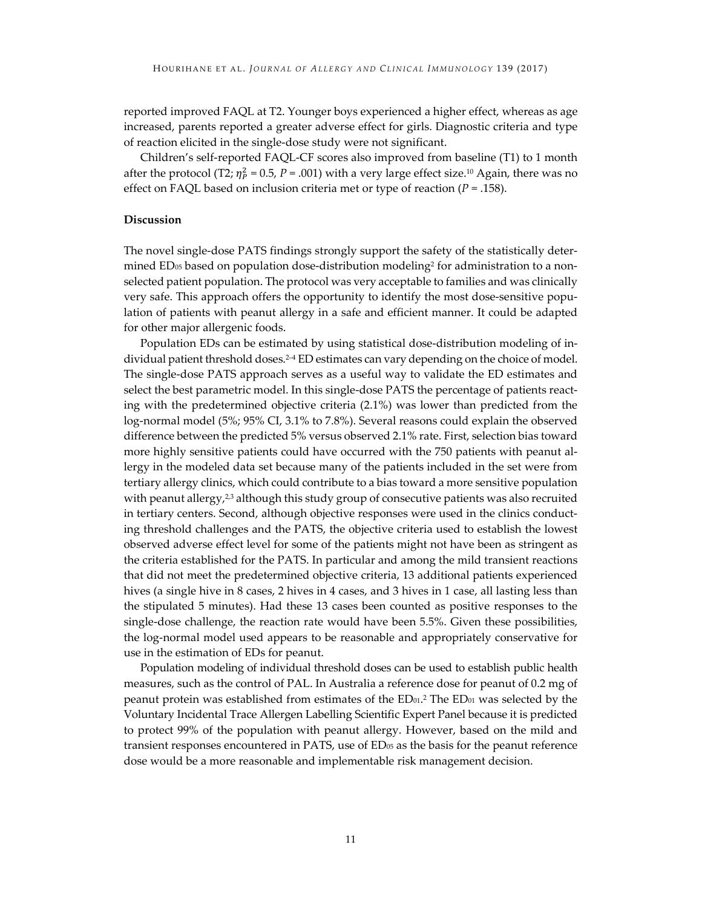reported improved FAQL at T2. Younger boys experienced a higher effect, whereas as age increased, parents reported a greater adverse effect for girls. Diagnostic criteria and type of reaction elicited in the single-dose study were not significant.

Children's self-reported FAQL-CF scores also improved from baseline (T1) to 1 month after the protocol (T2; $\eta_P^2$ = 0.5, $P$ = .001) with a very large effect size.[10] Again, there was no effect on FAQL based on inclusion criteria met or type of reaction ($P$ = .158).

### Discussion

The novel single-dose PATS findings strongly support the safety of the statistically determined $ED_{05}$ based on population dose-distribution modeling[2] for administration to a non-selected patient population. The protocol was very acceptable to families and was clinically very safe. This approach offers the opportunity to identify the most dose-sensitive population of patients with peanut allergy in a safe and efficient manner. It could be adapted for other major allergenic foods.

Population EDs can be estimated by using statistical dose-distribution modeling of individual patient threshold doses.[2-4] ED estimates can vary depending on the choice of model. The single-dose PATS approach serves as a useful way to validate the ED estimates and select the best parametric model. In this single-dose PATS the percentage of patients reacting with the predetermined objective criteria (2.1%) was lower than predicted from the log-normal model (5%; 95% CI, 3.1% to 7.8%). Several reasons could explain the observed difference between the predicted 5% versus observed 2.1% rate. First, selection bias toward more highly sensitive patients could have occurred with the 750 patients with peanut allergy in the modeled data set because many of the patients included in the set were from tertiary allergy clinics, which could contribute to a bias toward a more sensitive population with peanut allergy,[2,3] although this study group of consecutive patients was also recruited in tertiary centers. Second, although objective responses were used in the clinics conducting threshold challenges and the PATS, the objective criteria used to establish the lowest observed adverse effect level for some of the patients might not have been as stringent as the criteria established for the PATS. In particular and among the mild transient reactions that did not meet the predetermined objective criteria, 13 additional patients experienced hives (a single hive in 8 cases, 2 hives in 4 cases, and 3 hives in 1 case, all lasting less than the stipulated 5 minutes). Had these 13 cases been counted as positive responses to the single-dose challenge, the reaction rate would have been 5.5%. Given these possibilities, the log-normal model used appears to be reasonable and appropriately conservative for use in the estimation of EDs for peanut.

Population modeling of individual threshold doses can be used to establish public health measures, such as the control of PAL. In Australia a reference dose for peanut of 0.2 mg of peanut protein was established from estimates of the $ED_{01}$.[2] The $ED_{01}$ was selected by the Voluntary Incidental Trace Allergen Labelling Scientific Expert Panel because it is predicted to protect 99% of the population with peanut allergy. However, based on the mild and transient responses encountered in PATS, use of $ED_{05}$ as the basis for the peanut reference dose would be a more reasonable and implementable risk management decision.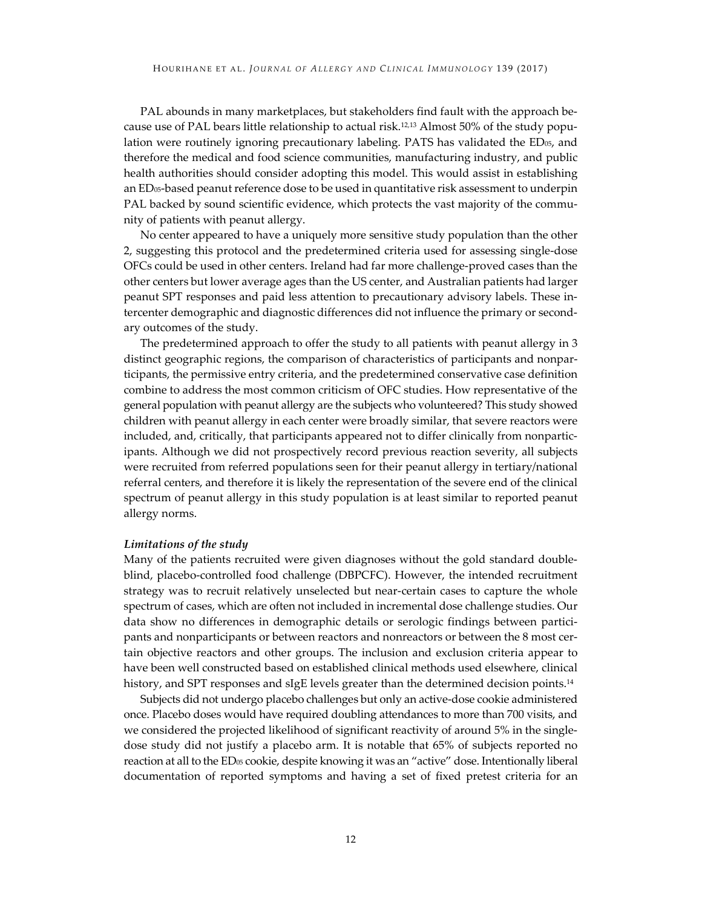PAL abounds in many marketplaces, but stakeholders find fault with the approach because use of PAL bears little relationship to actual risk.[12,13] Almost 50% of the study population were routinely ignoring precautionary labeling. PATS has validated the $ED_{05}$, and therefore the medical and food science communities, manufacturing industry, and public health authorities should consider adopting this model. This would assist in establishing an $ED_{05}$-based peanut reference dose to be used in quantitative risk assessment to underpin PAL backed by sound scientific evidence, which protects the vast majority of the community of patients with peanut allergy.

No center appeared to have a uniquely more sensitive study population than the other 2, suggesting this protocol and the predetermined criteria used for assessing single-dose OFCs could be used in other centers. Ireland had far more challenge-proved cases than the other centers but lower average ages than the US center, and Australian patients had larger peanut SPT responses and paid less attention to precautionary advisory labels. These intercenter demographic and diagnostic differences did not influence the primary or secondary outcomes of the study.

The predetermined approach to offer the study to all patients with peanut allergy in 3 distinct geographic regions, the comparison of characteristics of participants and nonparticipants, the permissive entry criteria, and the predetermined conservative case definition combine to address the most common criticism of OFC studies. How representative of the general population with peanut allergy are the subjects who volunteered? This study showed children with peanut allergy in each center were broadly similar, that severe reactors were included, and, critically, that participants appeared not to differ clinically from nonparticipants. Although we did not prospectively record previous reaction severity, all subjects were recruited from referred populations seen for their peanut allergy in tertiary/national referral centers, and therefore it is likely the representation of the severe end of the clinical spectrum of peanut allergy in this study population is at least similar to reported peanut allergy norms.

### *Limitations of the study*

Many of the patients recruited were given diagnoses without the gold standard double-blind, placebo-controlled food challenge (DBPCFC). However, the intended recruitment strategy was to recruit relatively unselected but near-certain cases to capture the whole spectrum of cases, which are often not included in incremental dose challenge studies. Our data show no differences in demographic details or serologic findings between participants and nonparticipants or between reactors and nonreactors or between the 8 most certain objective reactors and other groups. The inclusion and exclusion criteria appear to have been well constructed based on established clinical methods used elsewhere, clinical history, and SPT responses and sIgE levels greater than the determined decision points.[14]

Subjects did not undergo placebo challenges but only an active-dose cookie administered once. Placebo doses would have required doubling attendances to more than 700 visits, and we considered the projected likelihood of significant reactivity of around 5% in the single-dose study did not justify a placebo arm. It is notable that 65% of subjects reported no reaction at all to the $ED_{05}$ cookie, despite knowing it was an "active" dose. Intentionally liberal documentation of reported symptoms and having a set of fixed pretest criteria for an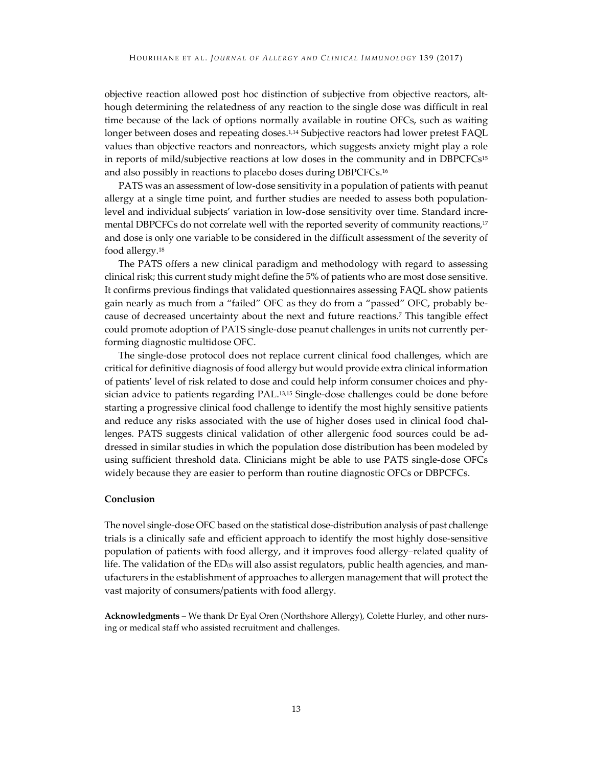objective reaction allowed post hoc distinction of subjective from objective reactors, although determining the relatedness of any reaction to the single dose was difficult in real time because of the lack of options normally available in routine OFCs, such as waiting longer between doses and repeating doses.[1,14] Subjective reactors had lower pretest FAQL values than objective reactors and nonreactors, which suggests anxiety might play a role in reports of mild/subjective reactions at low doses in the community and in DBPCFCs[15] and also possibly in reactions to placebo doses during DBPCFCs.[16]

PATS was an assessment of low-dose sensitivity in a population of patients with peanut allergy at a single time point, and further studies are needed to assess both population-level and individual subjects' variation in low-dose sensitivity over time. Standard incremental DBPCFCs do not correlate well with the reported severity of community reactions,[17] and dose is only one variable to be considered in the difficult assessment of the severity of food allergy.[18]

The PATS offers a new clinical paradigm and methodology with regard to assessing clinical risk; this current study might define the 5% of patients who are most dose sensitive. It confirms previous findings that validated questionnaires assessing FAQL show patients gain nearly as much from a "failed" OFC as they do from a "passed" OFC, probably because of decreased uncertainty about the next and future reactions.[7] This tangible effect could promote adoption of PATS single-dose peanut challenges in units not currently performing diagnostic multidose OFC.

The single-dose protocol does not replace current clinical food challenges, which are critical for definitive diagnosis of food allergy but would provide extra clinical information of patients' level of risk related to dose and could help inform consumer choices and physician advice to patients regarding PAL.[13,15] Single-dose challenges could be done before starting a progressive clinical food challenge to identify the most highly sensitive patients and reduce any risks associated with the use of higher doses used in clinical food challenges. PATS suggests clinical validation of other allergenic food sources could be addressed in similar studies in which the population dose distribution has been modeled by using sufficient threshold data. Clinicians might be able to use PATS single-dose OFCs widely because they are easier to perform than routine diagnostic OFCs or DBPCFCs.

## Conclusion

The novel single-dose OFC based on the statistical dose-distribution analysis of past challenge trials is a clinically safe and efficient approach to identify the most highly dose-sensitive population of patients with food allergy, and it improves food allergy–related quality of life. The validation of the $ED_{05}$ will also assist regulators, public health agencies, and manufacturers in the establishment of approaches to allergen management that will protect the vast majority of consumers/patients with food allergy.

**Acknowledgments** – We thank Dr Eyal Oren (Northshore Allergy), Colette Hurley, and other nursing or medical staff who assisted recruitment and challenges.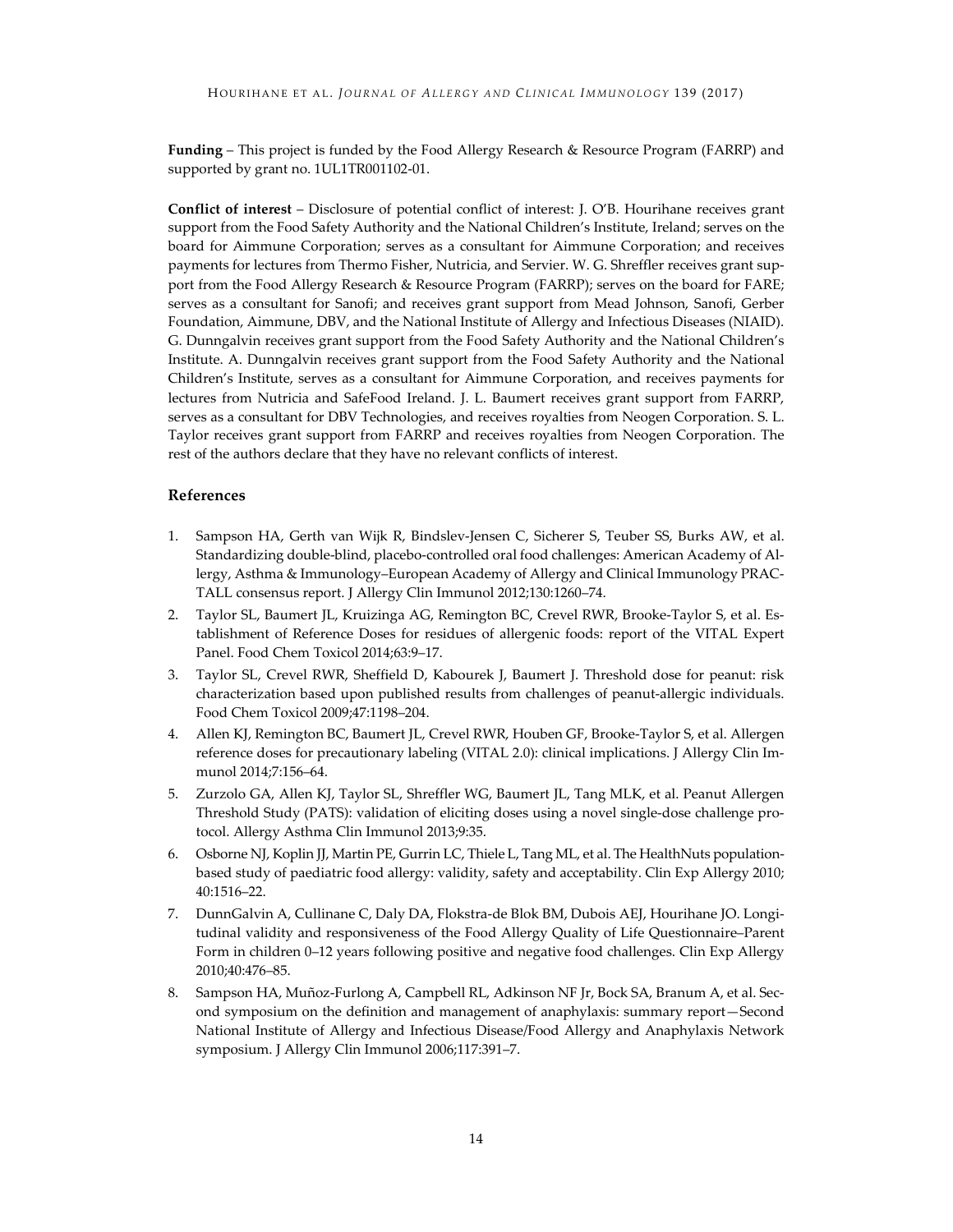**Funding** – This project is funded by the Food Allergy Research & Resource Program (FARRP) and supported by grant no. 1UL1TR001102-01.

**Conflict of interest** – Disclosure of potential conflict of interest: J. O'B. Hourihane receives grant support from the Food Safety Authority and the National Children's Institute, Ireland; serves on the board for Aimmune Corporation; serves as a consultant for Aimmune Corporation; and receives payments for lectures from Thermo Fisher, Nutricia, and Servier. W. G. Shreffler receives grant support from the Food Allergy Research & Resource Program (FARRP); serves on the board for FARE; serves as a consultant for Sanofi; and receives grant support from Mead Johnson, Sanofi, Gerber Foundation, Aimmune, DBV, and the National Institute of Allergy and Infectious Diseases (NIAID). G. Dunngalvin receives grant support from the Food Safety Authority and the National Children's Institute. A. Dunngalvin receives grant support from the Food Safety Authority and the National Children's Institute, serves as a consultant for Aimmune Corporation, and receives payments for lectures from Nutricia and SafeFood Ireland. J. L. Baumert receives grant support from FARRP, serves as a consultant for DBV Technologies, and receives royalties from Neogen Corporation. S. L. Taylor receives grant support from FARRP and receives royalties from Neogen Corporation. The rest of the authors declare that they have no relevant conflicts of interest.

## References

1. Sampson HA, Gerth van Wijk R, Bindslev-Jensen C, Sicherer S, Teuber SS, Burks AW, et al. Standardizing double-blind, placebo-controlled oral food challenges: American Academy of Allergy, Asthma & Immunology–European Academy of Allergy and Clinical Immunology PRACTALL consensus report. J Allergy Clin Immunol 2012;130:1260–74.
2. Taylor SL, Baumert JL, Kruizinga AG, Remington BC, Crevel RWR, Brooke-Taylor S, et al. Establishment of Reference Doses for residues of allergenic foods: report of the VITAL Expert Panel. Food Chem Toxicol 2014;63:9–17.
3. Taylor SL, Crevel RWR, Sheffield D, Kabourek J, Baumert J. Threshold dose for peanut: risk characterization based upon published results from challenges of peanut-allergic individuals. Food Chem Toxicol 2009;47:1198–204.
4. Allen KJ, Remington BC, Baumert JL, Crevel RWR, Houben GF, Brooke-Taylor S, et al. Allergen reference doses for precautionary labeling (VITAL 2.0): clinical implications. J Allergy Clin Immunol 2014;7:156–64.
5. Zurzolo GA, Allen KJ, Taylor SL, Shreffler WG, Baumert JL, Tang MLK, et al. Peanut Allergen Threshold Study (PATS): validation of eliciting doses using a novel single-dose challenge protocol. Allergy Asthma Clin Immunol 2013;9:35.
6. Osborne NJ, Koplin JJ, Martin PE, Gurrin LC, Thiele L, Tang ML, et al. The HealthNuts population-based study of paediatric food allergy: validity, safety and acceptability. Clin Exp Allergy 2010; 40:1516–22.
7. DunnGalvin A, Cullinane C, Daly DA, Flokstra-de Blok BM, Dubois AEJ, Hourihane JO. Longitudinal validity and responsiveness of the Food Allergy Quality of Life Questionnaire–Parent Form in children 0–12 years following positive and negative food challenges. Clin Exp Allergy 2010;40:476–85.
8. Sampson HA, Muñoz-Furlong A, Campbell RL, Adkinson NF Jr, Bock SA, Branum A, et al. Second symposium on the definition and management of anaphylaxis: summary report—Second National Institute of Allergy and Infectious Disease/Food Allergy and Anaphylaxis Network symposium. J Allergy Clin Immunol 2006;117:391–7.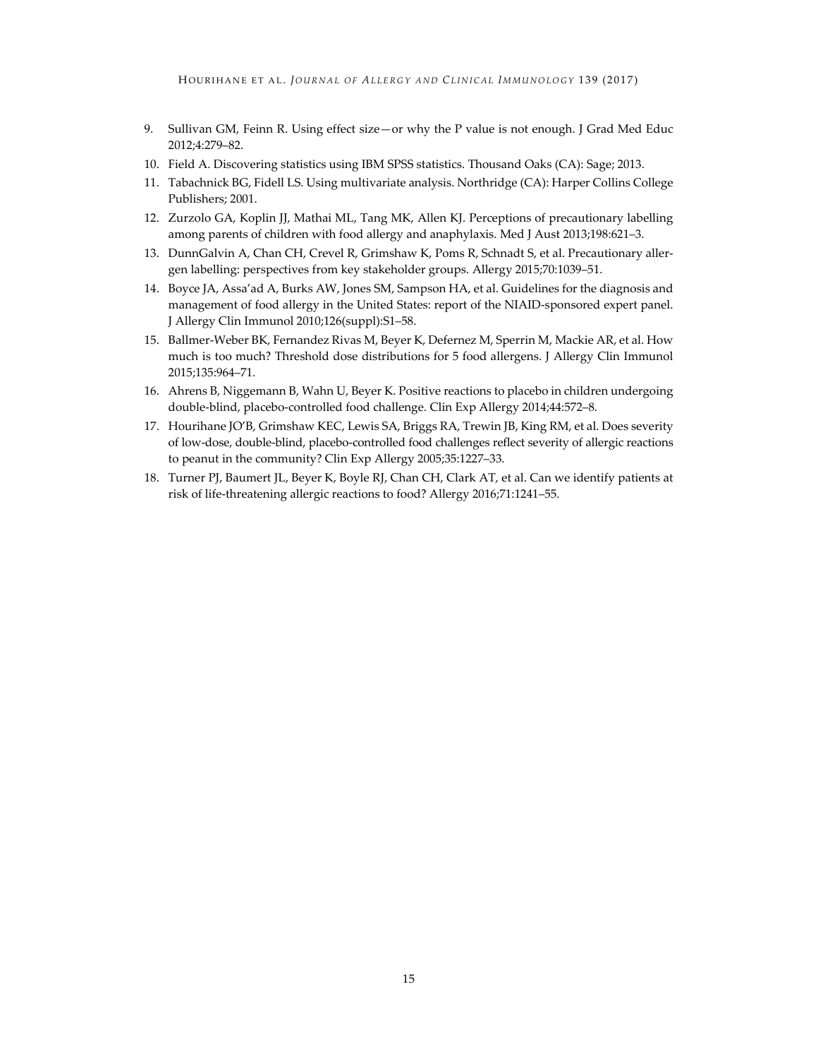9. Sullivan GM, Feinn R. Using effect size—or why the P value is not enough. J Grad Med Educ 2012;4:279–82.
10. Field A. Discovering statistics using IBM SPSS statistics. Thousand Oaks (CA): Sage; 2013.
11. Tabachnick BG, Fidell LS. Using multivariate analysis. Northridge (CA): Harper Collins College Publishers; 2001.
12. Zurzolo GA, Koplin JJ, Mathai ML, Tang MK, Allen KJ. Perceptions of precautionary labelling among parents of children with food allergy and anaphylaxis. Med J Aust 2013;198:621–3.
13. DunnGalvin A, Chan CH, Crevel R, Grimshaw K, Poms R, Schnadt S, et al. Precautionary allergen labelling: perspectives from key stakeholder groups. Allergy 2015;70:1039–51.
14. Boyce JA, Assa'ad A, Burks AW, Jones SM, Sampson HA, et al. Guidelines for the diagnosis and management of food allergy in the United States: report of the NIAID-sponsored expert panel. J Allergy Clin Immunol 2010;126(suppl):S1–58.
15. Ballmer-Weber BK, Fernandez Rivas M, Beyer K, Defernez M, Sperrin M, Mackie AR, et al. How much is too much? Threshold dose distributions for 5 food allergens. J Allergy Clin Immunol 2015;135:964–71.
16. Ahrens B, Niggemann B, Wahn U, Beyer K. Positive reactions to placebo in children undergoing double-blind, placebo-controlled food challenge. Clin Exp Allergy 2014;44:572–8.
17. Hourihane JO'B, Grimshaw KEC, Lewis SA, Briggs RA, Trewin JB, King RM, et al. Does severity of low-dose, double-blind, placebo-controlled food challenges reflect severity of allergic reactions to peanut in the community? Clin Exp Allergy 2005;35:1227–33.
18. Turner PJ, Baumert JL, Beyer K, Boyle RJ, Chan CH, Clark AT, et al. Can we identify patients at risk of life-threatening allergic reactions to food? Allergy 2016;71:1241–55.